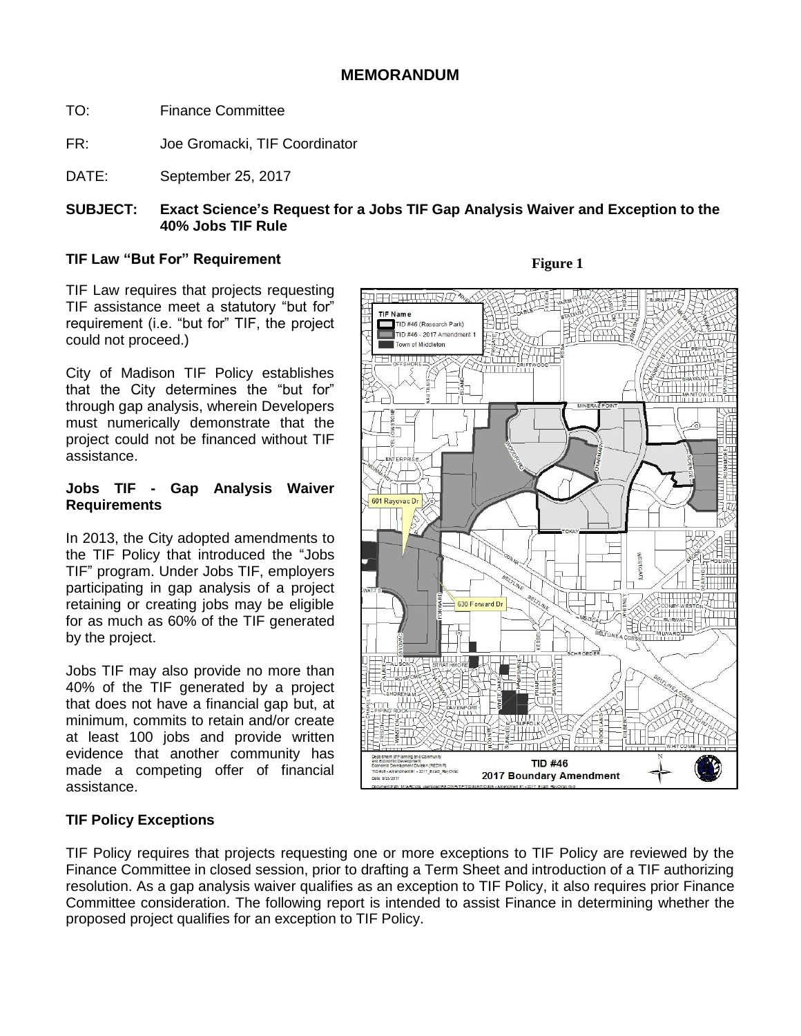# MEMORANDUM

TO: Finance Committee

FR: Joe Gromacki, TIF Coordinator

DATE: September 25, 2017

**SUBJECT: Exact Science's Request for a Jobs TIF Gap Analysis Waiver and Exception to the 40% Jobs TIF Rule**

### TIF Law "But For" Requirement

TIF Law requires that projects requesting TIF assistance meet a statutory "but for" requirement (i.e. "but for" TIF, the project could not proceed.)

City of Madison TIF Policy establishes that the City determines the "but for" through gap analysis, wherein Developers must numerically demonstrate that the project could not be financed without TIF assistance.

### Jobs TIF - Gap Analysis Waiver Requirements

In 2013, the City adopted amendments to the TIF Policy that introduced the "Jobs TIF" program. Under Jobs TIF, employers participating in gap analysis of a project retaining or creating jobs may be eligible for as much as 60% of the TIF generated by the project.

Jobs TIF may also provide no more than 40% of the TIF generated by a project that does not have a financial gap but, at minimum, commits to retain and/or create at least 100 jobs and provide written evidence that another community has made a competing offer of financial assistance.

**Figure 1**

### TIF Policy Exceptions

TIF Policy requires that projects requesting one or more exceptions to TIF Policy are reviewed by the Finance Committee in closed session, prior to drafting a Term Sheet and introduction of a TIF authorizing resolution. As a gap analysis waiver qualifies as an exception to TIF Policy, it also requires prior Finance Committee consideration. The following report is intended to assist Finance in determining whether the proposed project qualifies for an exception to TIF Policy.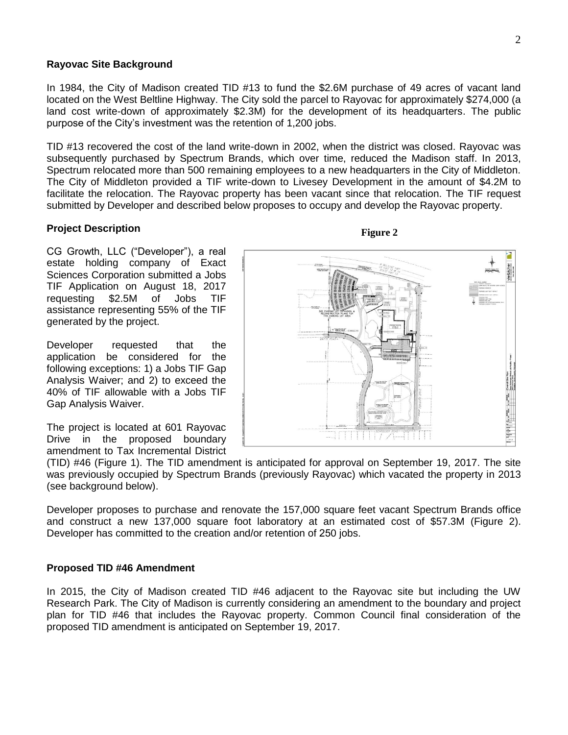## Rayovac Site Background

In 1984, the City of Madison created TID #13 to fund the $2.6M purchase of 49 acres of vacant land located on the West Beltline Highway. The City sold the parcel to Rayovac for approximately $274,000 (a land cost write-down of approximately $2.3M) for the development of its headquarters. The public purpose of the City's investment was the retention of 1,200 jobs.

TID #13 recovered the cost of the land write-down in 2002, when the district was closed. Rayovac was subsequently purchased by Spectrum Brands, which over time, reduced the Madison staff. In 2013, Spectrum relocated more than 500 remaining employees to a new headquarters in the City of Middleton. The City of Middleton provided a TIF write-down to Livesey Development in the amount of $4.2M to facilitate the relocation. The Rayovac property has been vacant since that relocation. The TIF request submitted by Developer and described below proposes to occupy and develop the Rayovac property.

## Project Description

CG Growth, LLC ("Developer"), a real estate holding company of Exact Sciences Corporation submitted a Jobs TIF Application on August 18, 2017 requesting $2.5M of Jobs TIF assistance representing 55% of the TIF generated by the project.

Developer requested that the application be considered for the following exceptions: 1) a Jobs TIF Gap Analysis Waiver; and 2) to exceed the 40% of TIF allowable with a Jobs TIF Gap Analysis Waiver.

**Figure 2**

The project is located at 601 Rayovac Drive in the proposed boundary amendment to Tax Incremental District (TID) #46 (Figure 1). The TID amendment is anticipated for approval on September 19, 2017. The site was previously occupied by Spectrum Brands (previously Rayovac) which vacated the property in 2013 (see background below).

Developer proposes to purchase and renovate the 157,000 square feet vacant Spectrum Brands office and construct a new 137,000 square foot laboratory at an estimated cost of $57.3M (Figure 2). Developer has committed to the creation and/or retention of 250 jobs.

## Proposed TID #46 Amendment

In 2015, the City of Madison created TID #46 adjacent to the Rayovac site but including the UW Research Park. The City of Madison is currently considering an amendment to the boundary and project plan for TID #46 that includes the Rayovac property. Common Council final consideration of the proposed TID amendment is anticipated on September 19, 2017.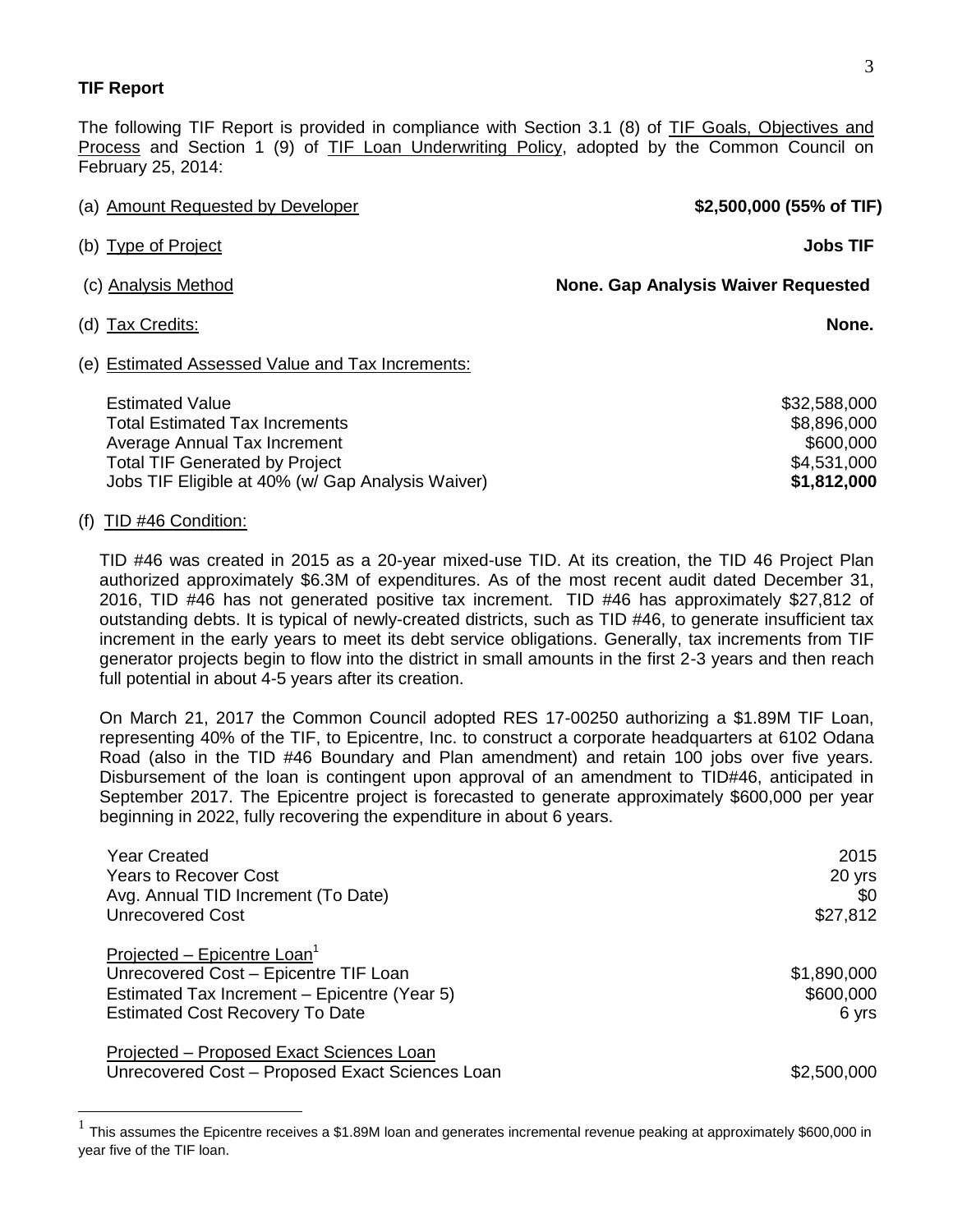**TIF Report**

The following TIF Report is provided in compliance with Section 3.1 (8) of TIF Goals, Objectives and Process and Section 1 (9) of TIF Loan Underwriting Policy, adopted by the Common Council on February 25, 2014:

| | |
|---|---|
| (a) Amount Requested by Developer | **$2,500,000 (55% of TIF)** |
| (b) Type of Project | **Jobs TIF** |
| (c) Analysis Method | **None. Gap Analysis Waiver Requested** |
| (d) Tax Credits: | **None.** |

(e) Estimated Assessed Value and Tax Increments:

| | |
|---|---|
| Estimated Value | $32,588,000 |
| Total Estimated Tax Increments | $8,896,000 |
| Average Annual Tax Increment | $600,000 |
| Total TIF Generated by Project | $4,531,000 |
| Jobs TIF Eligible at 40% (w/ Gap Analysis Waiver) | **$1,812,000** |

(f) TID #46 Condition:

TID #46 was created in 2015 as a 20-year mixed-use TID. At its creation, the TID 46 Project Plan authorized approximately $6.3M of expenditures. As of the most recent audit dated December 31, 2016, TID #46 has not generated positive tax increment. TID #46 has approximately $27,812 of outstanding debts. It is typical of newly-created districts, such as TID #46, to generate insufficient tax increment in the early years to meet its debt service obligations. Generally, tax increments from TIF generator projects begin to flow into the district in small amounts in the first 2-3 years and then reach full potential in about 4-5 years after its creation.

On March 21, 2017 the Common Council adopted RES 17-00250 authorizing a $1.89M TIF Loan, representing 40% of the TIF, to Epicentre, Inc. to construct a corporate headquarters at 6102 Odana Road (also in the TID #46 Boundary and Plan amendment) and retain 100 jobs over five years. Disbursement of the loan is contingent upon approval of an amendment to TID#46, anticipated in September 2017. The Epicentre project is forecasted to generate approximately $600,000 per year beginning in 2022, fully recovering the expenditure in about 6 years.

| | |
|---|---|
| Year Created | 2015 |
| Years to Recover Cost | 20 yrs |
| Avg. Annual TID Increment (To Date) | $0 |
| Unrecovered Cost | $27,812 |
| Projected – Epicentre Loan[1] | |
| Unrecovered Cost – Epicentre TIF Loan | $1,890,000 |
| Estimated Tax Increment – Epicentre (Year 5) | $600,000 |
| Estimated Cost Recovery To Date | 6 yrs |
| Projected – Proposed Exact Sciences Loan | |
| Unrecovered Cost – Proposed Exact Sciences Loan | $2,500,000 |

[1] This assumes the Epicentre receives a $1.89M loan and generates incremental revenue peaking at approximately $600,000 in year five of the TIF loan.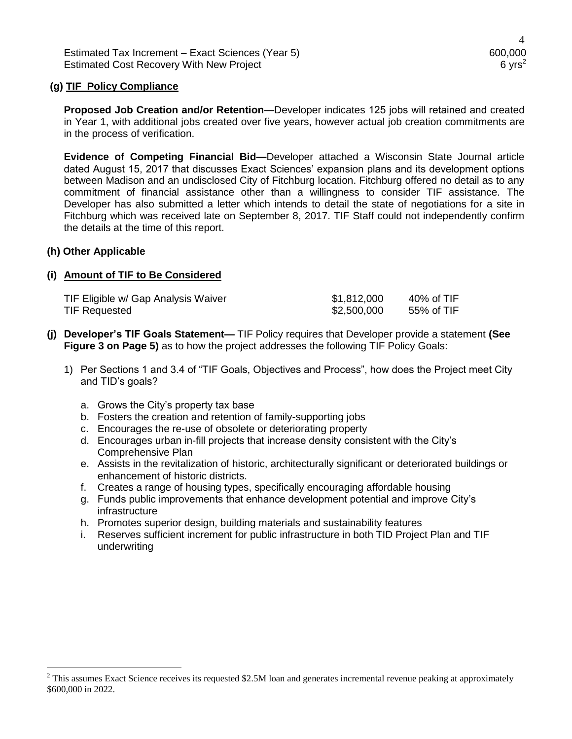| | |
|---|---|
| Estimated Tax Increment – Exact Sciences (Year 5) | 600,000 |
| Estimated Cost Recovery With New Project | 6 yrs[2] |

**(g) TIF Policy Compliance**

**Proposed Job Creation and/or Retention**—Developer indicates 125 jobs will retained and created in Year 1, with additional jobs created over five years, however actual job creation commitments are in the process of verification.

**Evidence of Competing Financial Bid—**Developer attached a Wisconsin State Journal article dated August 15, 2017 that discusses Exact Sciences' expansion plans and its development options between Madison and an undisclosed City of Fitchburg location. Fitchburg offered no detail as to any commitment of financial assistance other than a willingness to consider TIF assistance. The Developer has also submitted a letter which intends to detail the state of negotiations for a site in Fitchburg which was received late on September 8, 2017. TIF Staff could not independently confirm the details at the time of this report.

**(h) Other Applicable**

**(i) Amount of TIF to Be Considered**

| | | |
|---|---|---|
| TIF Eligible w/ Gap Analysis Waiver | \$1,812,000 | 40% of TIF |
| TIF Requested | \$2,500,000 | 55% of TIF |

**(j) Developer's TIF Goals Statement—** TIF Policy requires that Developer provide a statement **(See Figure 3 on Page 5)** as to how the project addresses the following TIF Policy Goals:

1) Per Sections 1 and 3.4 of "TIF Goals, Objectives and Process", how does the Project meet City and TID's goals?

   a. Grows the City's property tax base
   b. Fosters the creation and retention of family-supporting jobs
   c. Encourages the re-use of obsolete or deteriorating property
   d. Encourages urban in-fill projects that increase density consistent with the City's Comprehensive Plan
   e. Assists in the revitalization of historic, architecturally significant or deteriorated buildings or enhancement of historic districts.
   f. Creates a range of housing types, specifically encouraging affordable housing
   g. Funds public improvements that enhance development potential and improve City's infrastructure
   h. Promotes superior design, building materials and sustainability features
   i. Reserves sufficient increment for public infrastructure in both TID Project Plan and TIF underwriting

[2] This assumes Exact Science receives its requested \$2.5M loan and generates incremental revenue peaking at approximately \$600,000 in 2022.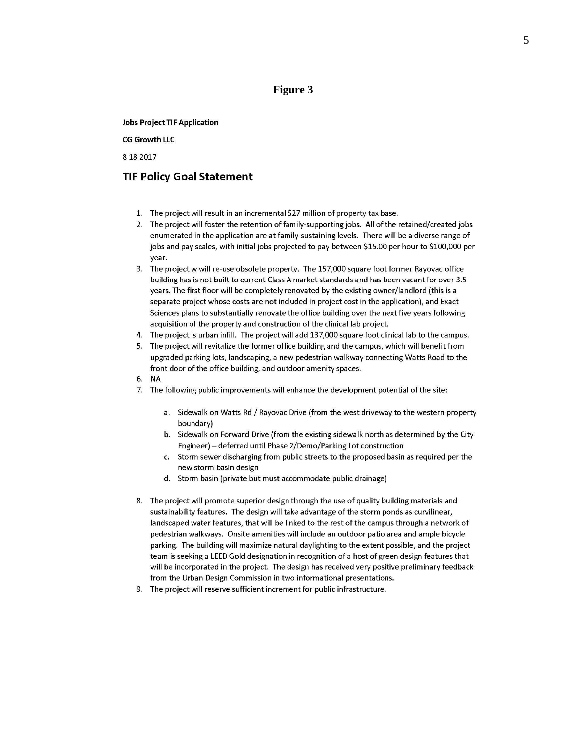# Figure 3

**Jobs Project TIF Application**

**CG Growth LLC**

8 18 2017

## TIF Policy Goal Statement

1. The project will result in an incremental $27 million of property tax base.
2. The project will foster the retention of family-supporting jobs. All of the retained/created jobs enumerated in the application are at family-sustaining levels. There will be a diverse range of jobs and pay scales, with initial jobs projected to pay between $15.00 per hour to $100,000 per year.
3. The project w will re-use obsolete property. The 157,000 square foot former Rayovac office building has is not built to current Class A market standards and has been vacant for over 3.5 years. The first floor will be completely renovated by the existing owner/landlord (this is a separate project whose costs are not included in project cost in the application), and Exact Sciences plans to substantially renovate the office building over the next five years following acquisition of the property and construction of the clinical lab project.
4. The project is urban infill. The project will add 137,000 square foot clinical lab to the campus.
5. The project will revitalize the former office building and the campus, which will benefit from upgraded parking lots, landscaping, a new pedestrian walkway connecting Watts Road to the front door of the office building, and outdoor amenity spaces.
6. NA
7. The following public improvements will enhance the development potential of the site:

    a. Sidewalk on Watts Rd / Rayovac Drive (from the west driveway to the western property boundary)
    b. Sidewalk on Forward Drive (from the existing sidewalk north as determined by the City Engineer) – deferred until Phase 2/Demo/Parking Lot construction
    c. Storm sewer discharging from public streets to the proposed basin as required per the new storm basin design
    d. Storm basin (private but must accommodate public drainage)

8. The project will promote superior design through the use of quality building materials and sustainability features. The design will take advantage of the storm ponds as curvilinear, landscaped water features, that will be linked to the rest of the campus through a network of pedestrian walkways. Onsite amenities will include an outdoor patio area and ample bicycle parking. The building will maximize natural daylighting to the extent possible, and the project team is seeking a LEED Gold designation in recognition of a host of green design features that will be incorporated in the project. The design has received very positive preliminary feedback from the Urban Design Commission in two informational presentations.
9. The project will reserve sufficient increment for public infrastructure.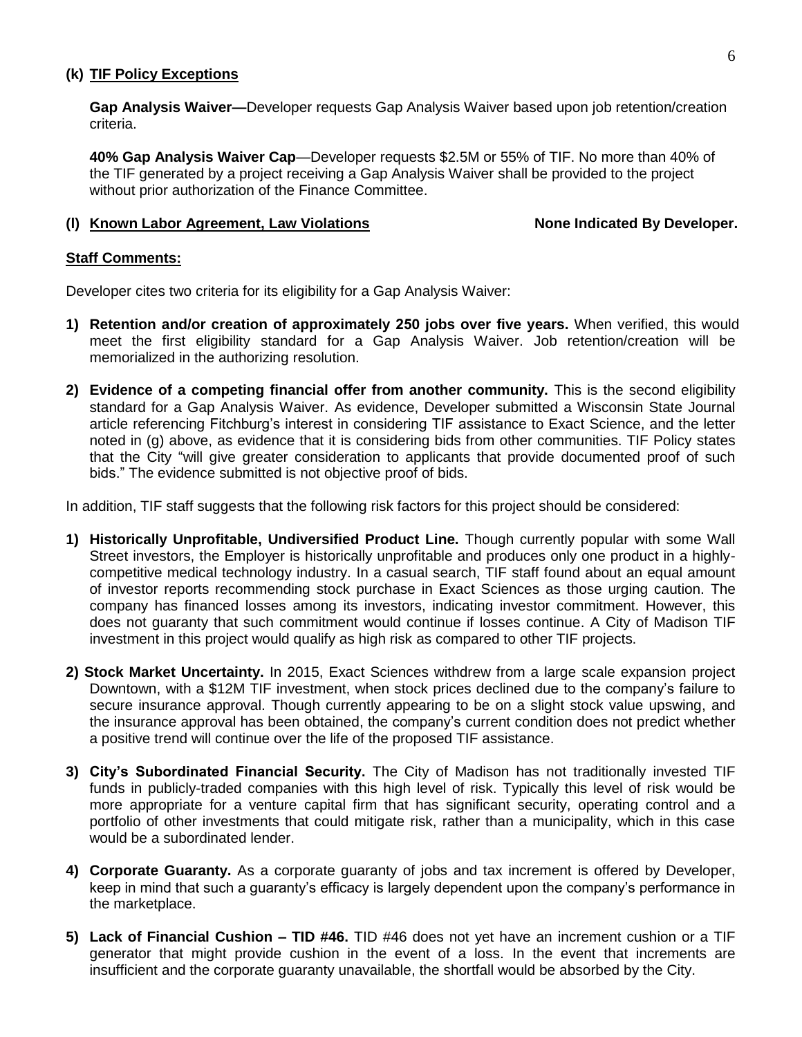**(k) TIF Policy Exceptions**

**Gap Analysis Waiver—**Developer requests Gap Analysis Waiver based upon job retention/creation criteria.

**40% Gap Analysis Waiver Cap**—Developer requests $2.5M or 55% of TIF. No more than 40% of the TIF generated by a project receiving a Gap Analysis Waiver shall be provided to the project without prior authorization of the Finance Committee.

**(l) Known Labor Agreement, Law Violations** **None Indicated By Developer.**

**Staff Comments:**

Developer cites two criteria for its eligibility for a Gap Analysis Waiver:

1) **Retention and/or creation of approximately 250 jobs over five years.** When verified, this would meet the first eligibility standard for a Gap Analysis Waiver. Job retention/creation will be memorialized in the authorizing resolution.

2) **Evidence of a competing financial offer from another community.** This is the second eligibility standard for a Gap Analysis Waiver. As evidence, Developer submitted a Wisconsin State Journal article referencing Fitchburg's interest in considering TIF assistance to Exact Science, and the letter noted in (g) above, as evidence that it is considering bids from other communities. TIF Policy states that the City "will give greater consideration to applicants that provide documented proof of such bids." The evidence submitted is not objective proof of bids.

In addition, TIF staff suggests that the following risk factors for this project should be considered:

1) **Historically Unprofitable, Undiversified Product Line.** Though currently popular with some Wall Street investors, the Employer is historically unprofitable and produces only one product in a highly-competitive medical technology industry. In a casual search, TIF staff found about an equal amount of investor reports recommending stock purchase in Exact Sciences as those urging caution. The company has financed losses among its investors, indicating investor commitment. However, this does not guaranty that such commitment would continue if losses continue. A City of Madison TIF investment in this project would qualify as high risk as compared to other TIF projects.

2) **Stock Market Uncertainty.** In 2015, Exact Sciences withdrew from a large scale expansion project Downtown, with a $12M TIF investment, when stock prices declined due to the company's failure to secure insurance approval. Though currently appearing to be on a slight stock value upswing, and the insurance approval has been obtained, the company's current condition does not predict whether a positive trend will continue over the life of the proposed TIF assistance.

3) **City's Subordinated Financial Security.** The City of Madison has not traditionally invested TIF funds in publicly-traded companies with this high level of risk. Typically this level of risk would be more appropriate for a venture capital firm that has significant security, operating control and a portfolio of other investments that could mitigate risk, rather than a municipality, which in this case would be a subordinated lender.

4) **Corporate Guaranty.** As a corporate guaranty of jobs and tax increment is offered by Developer, keep in mind that such a guaranty's efficacy is largely dependent upon the company's performance in the marketplace.

5) **Lack of Financial Cushion – TID #46.** TID #46 does not yet have an increment cushion or a TIF generator that might provide cushion in the event of a loss. In the event that increments are insufficient and the corporate guaranty unavailable, the shortfall would be absorbed by the City.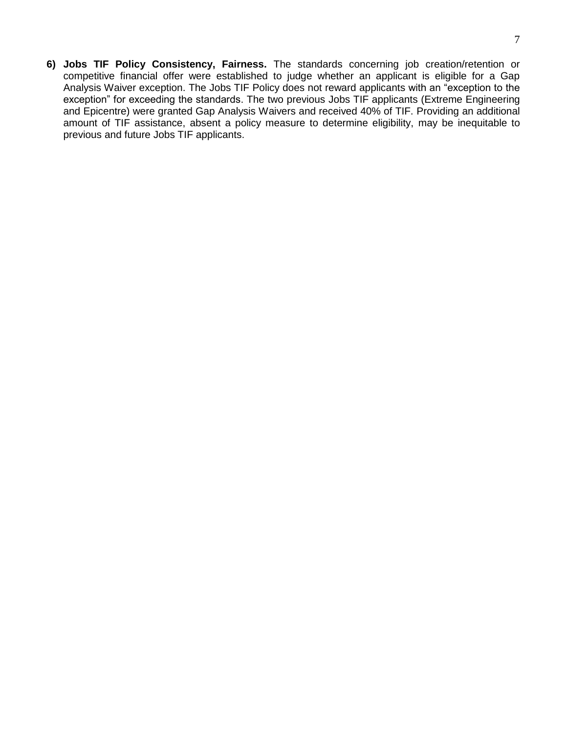6) **Jobs TIF Policy Consistency, Fairness.** The standards concerning job creation/retention or competitive financial offer were established to judge whether an applicant is eligible for a Gap Analysis Waiver exception. The Jobs TIF Policy does not reward applicants with an "exception to the exception" for exceeding the standards. The two previous Jobs TIF applicants (Extreme Engineering and Epicentre) were granted Gap Analysis Waivers and received 40% of TIF. Providing an additional amount of TIF assistance, absent a policy measure to determine eligibility, may be inequitable to previous and future Jobs TIF applicants.